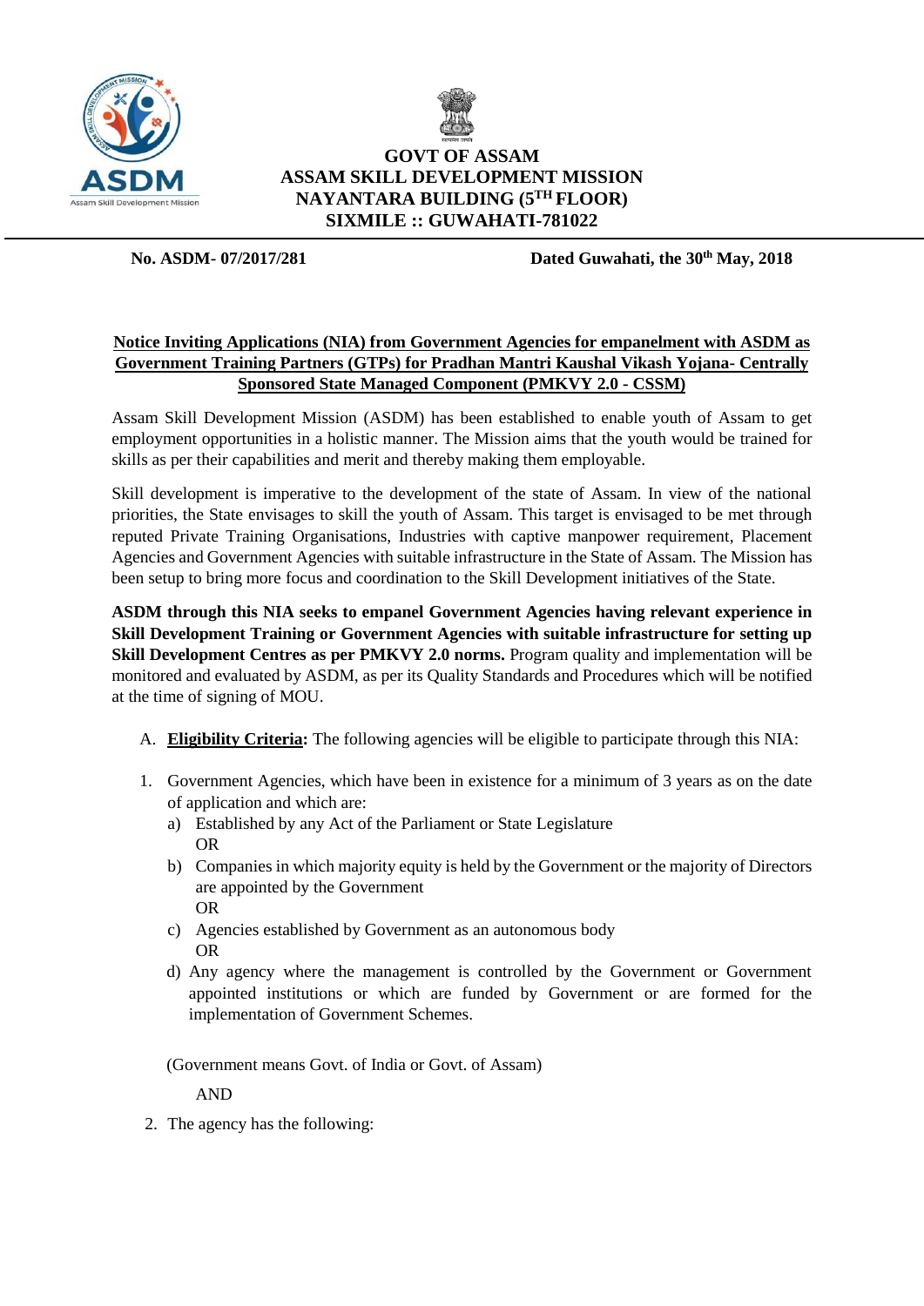**GOVT OF ASSAM**
**ASSAM SKILL DEVELOPMENT MISSION**
**NAYANTARA BUILDING (5TH FLOOR)**
**SIXMILE :: GUWAHATI-781022**

**No. ASDM- 07/2017/281** **Dated Guwahati, the 30th May, 2018**

## Notice Inviting Applications (NIA) from Government Agencies for empanelment with ASDM as Government Training Partners (GTPs) for Pradhan Mantri Kaushal Vikash Yojana- Centrally Sponsored State Managed Component (PMKVY 2.0 - CSSM)

Assam Skill Development Mission (ASDM) has been established to enable youth of Assam to get employment opportunities in a holistic manner. The Mission aims that the youth would be trained for skills as per their capabilities and merit and thereby making them employable.

Skill development is imperative to the development of the state of Assam. In view of the national priorities, the State envisages to skill the youth of Assam. This target is envisaged to be met through reputed Private Training Organisations, Industries with captive manpower requirement, Placement Agencies and Government Agencies with suitable infrastructure in the State of Assam. The Mission has been setup to bring more focus and coordination to the Skill Development initiatives of the State.

**ASDM through this NIA seeks to empanel Government Agencies having relevant experience in Skill Development Training or Government Agencies with suitable infrastructure for setting up Skill Development Centres as per PMKVY 2.0 norms.** Program quality and implementation will be monitored and evaluated by ASDM, as per its Quality Standards and Procedures which will be notified at the time of signing of MOU.

A. **Eligibility Criteria:** The following agencies will be eligible to participate through this NIA:

1. Government Agencies, which have been in existence for a minimum of 3 years as on the date of application and which are:
   a) Established by any Act of the Parliament or State Legislature
   OR
   b) Companies in which majority equity is held by the Government or the majority of Directors are appointed by the Government
   OR
   c) Agencies established by Government as an autonomous body
   OR
   d) Any agency where the management is controlled by the Government or Government appointed institutions or which are funded by Government or are formed for the implementation of Government Schemes.

   (Government means Govt. of India or Govt. of Assam)

   AND

2. The agency has the following: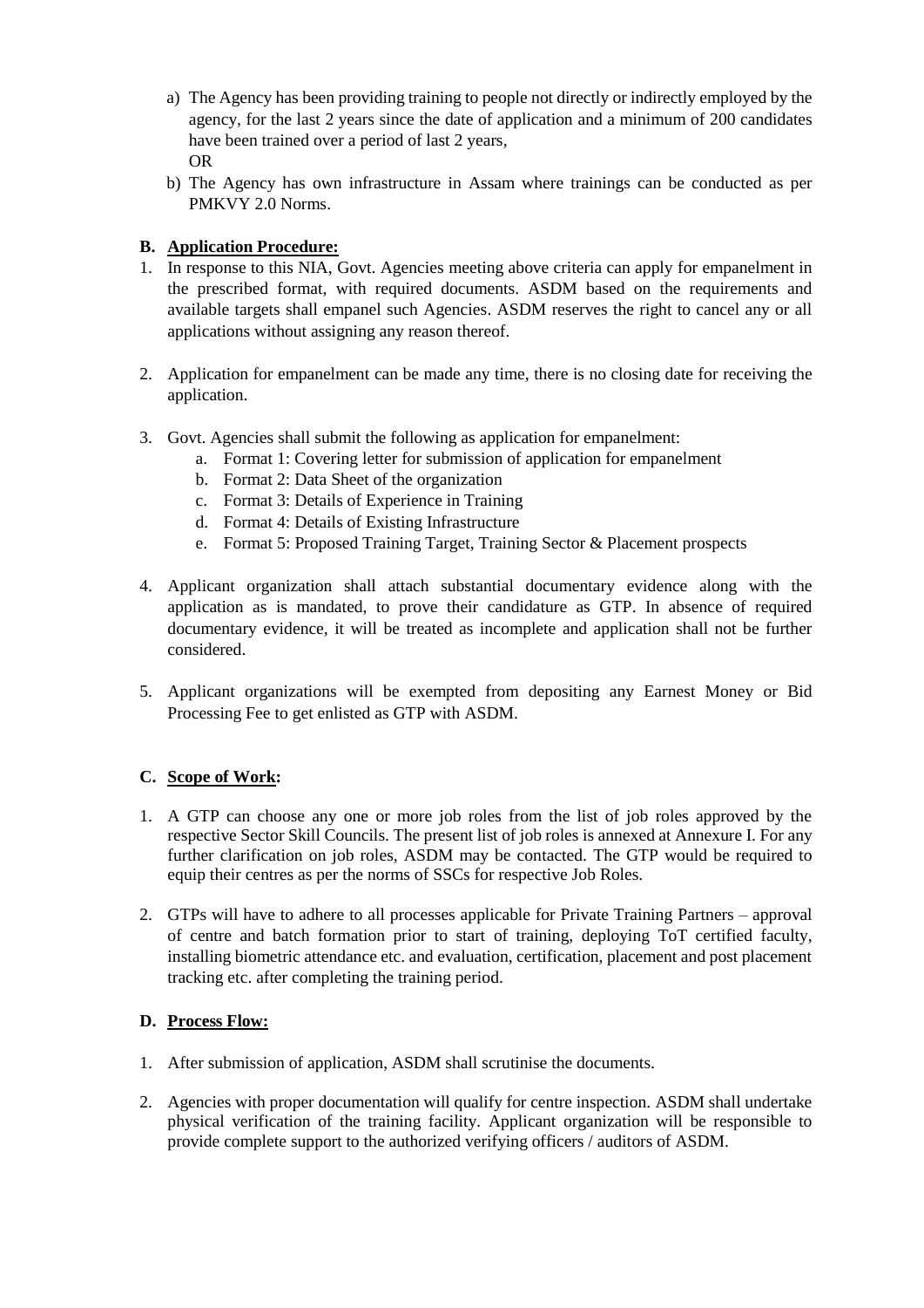a) The Agency has been providing training to people not directly or indirectly employed by the agency, for the last 2 years since the date of application and a minimum of 200 candidates have been trained over a period of last 2 years,

   OR

b) The Agency has own infrastructure in Assam where trainings can be conducted as per PMKVY 2.0 Norms.

**B. Application Procedure:**

1. In response to this NIA, Govt. Agencies meeting above criteria can apply for empanelment in the prescribed format, with required documents. ASDM based on the requirements and available targets shall empanel such Agencies. ASDM reserves the right to cancel any or all applications without assigning any reason thereof.

2. Application for empanelment can be made any time, there is no closing date for receiving the application.

3. Govt. Agencies shall submit the following as application for empanelment:
   a. Format 1: Covering letter for submission of application for empanelment
   b. Format 2: Data Sheet of the organization
   c. Format 3: Details of Experience in Training
   d. Format 4: Details of Existing Infrastructure
   e. Format 5: Proposed Training Target, Training Sector & Placement prospects

4. Applicant organization shall attach substantial documentary evidence along with the application as is mandated, to prove their candidature as GTP. In absence of required documentary evidence, it will be treated as incomplete and application shall not be further considered.

5. Applicant organizations will be exempted from depositing any Earnest Money or Bid Processing Fee to get enlisted as GTP with ASDM.

**C. Scope of Work:**

1. A GTP can choose any one or more job roles from the list of job roles approved by the respective Sector Skill Councils. The present list of job roles is annexed at Annexure I. For any further clarification on job roles, ASDM may be contacted. The GTP would be required to equip their centres as per the norms of SSCs for respective Job Roles.

2. GTPs will have to adhere to all processes applicable for Private Training Partners – approval of centre and batch formation prior to start of training, deploying ToT certified faculty, installing biometric attendance etc. and evaluation, certification, placement and post placement tracking etc. after completing the training period.

**D. Process Flow:**

1. After submission of application, ASDM shall scrutinise the documents.

2. Agencies with proper documentation will qualify for centre inspection. ASDM shall undertake physical verification of the training facility. Applicant organization will be responsible to provide complete support to the authorized verifying officers / auditors of ASDM.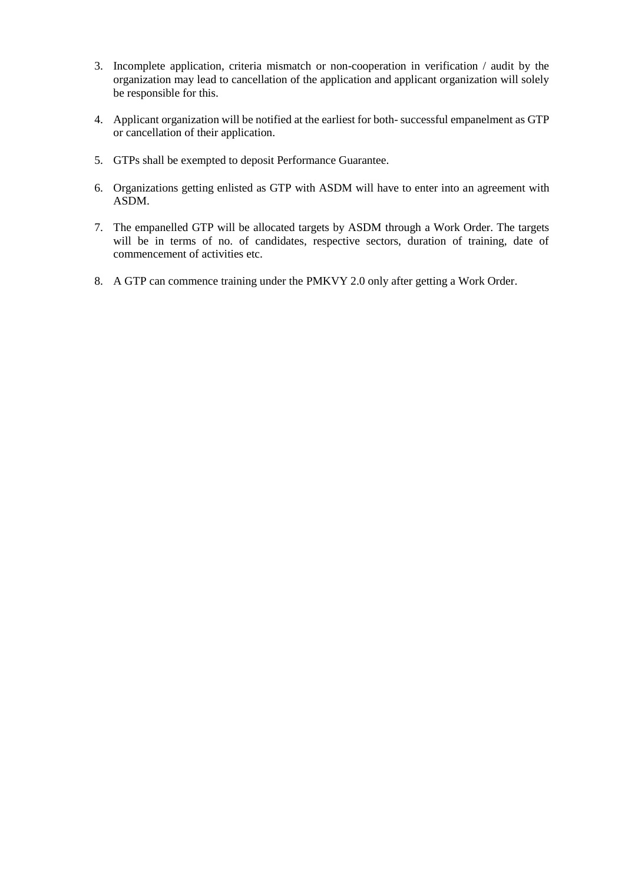3. Incomplete application, criteria mismatch or non-cooperation in verification / audit by the organization may lead to cancellation of the application and applicant organization will solely be responsible for this.

4. Applicant organization will be notified at the earliest for both- successful empanelment as GTP or cancellation of their application.

5. GTPs shall be exempted to deposit Performance Guarantee.

6. Organizations getting enlisted as GTP with ASDM will have to enter into an agreement with ASDM.

7. The empanelled GTP will be allocated targets by ASDM through a Work Order. The targets will be in terms of no. of candidates, respective sectors, duration of training, date of commencement of activities etc.

8. A GTP can commence training under the PMKVY 2.0 only after getting a Work Order.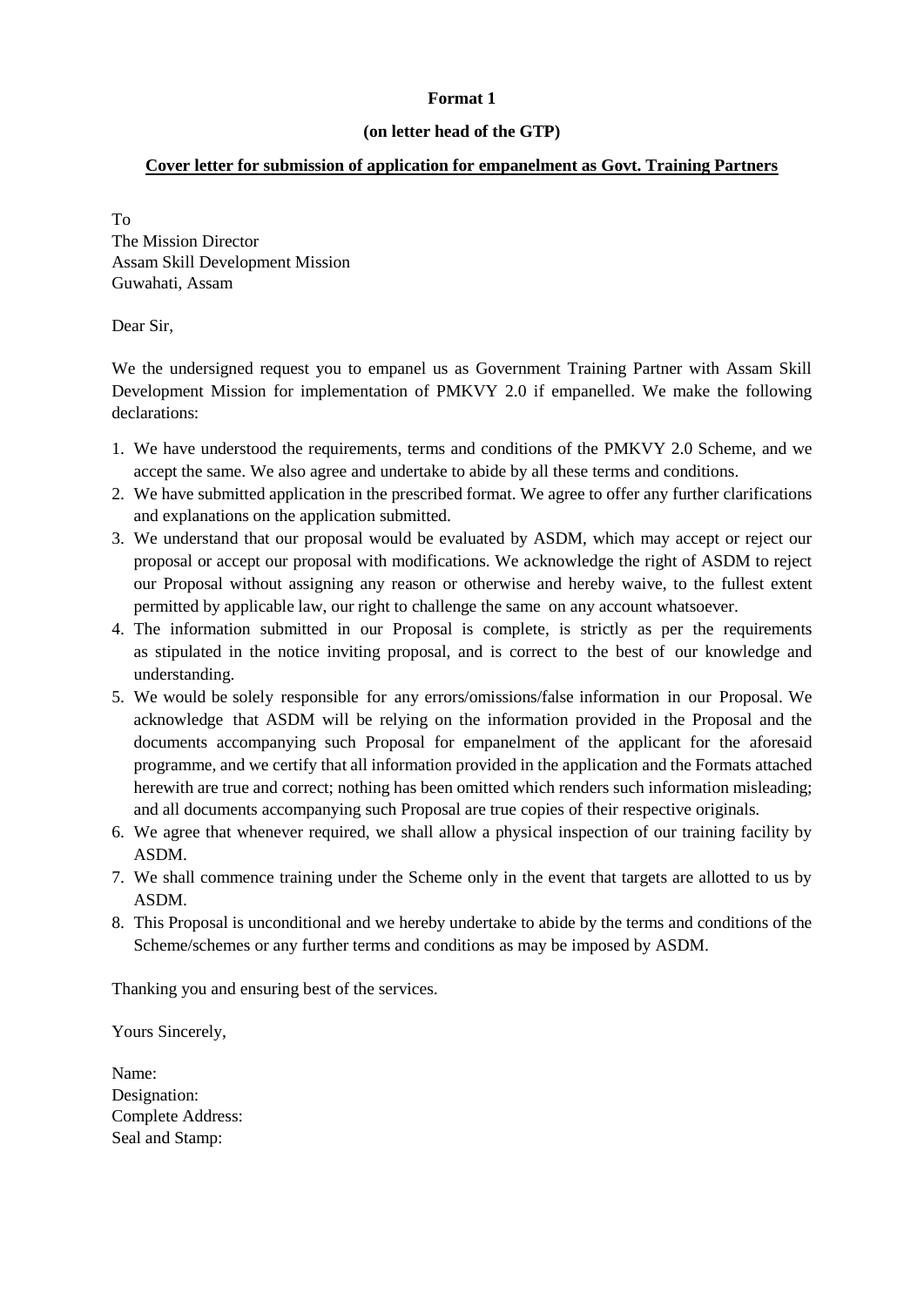**Format 1**

**(on letter head of the GTP)**

**Cover letter for submission of application for empanelment as Govt. Training Partners**

To
The Mission Director
Assam Skill Development Mission
Guwahati, Assam

Dear Sir,

We the undersigned request you to empanel us as Government Training Partner with Assam Skill Development Mission for implementation of PMKVY 2.0 if empanelled. We make the following declarations:

1. We have understood the requirements, terms and conditions of the PMKVY 2.0 Scheme, and we accept the same. We also agree and undertake to abide by all these terms and conditions.
2. We have submitted application in the prescribed format. We agree to offer any further clarifications and explanations on the application submitted.
3. We understand that our proposal would be evaluated by ASDM, which may accept or reject our proposal or accept our proposal with modifications. We acknowledge the right of ASDM to reject our Proposal without assigning any reason or otherwise and hereby waive, to the fullest extent permitted by applicable law, our right to challenge the same on any account whatsoever.
4. The information submitted in our Proposal is complete, is strictly as per the requirements as stipulated in the notice inviting proposal, and is correct to the best of our knowledge and understanding.
5. We would be solely responsible for any errors/omissions/false information in our Proposal. We acknowledge that ASDM will be relying on the information provided in the Proposal and the documents accompanying such Proposal for empanelment of the applicant for the aforesaid programme, and we certify that all information provided in the application and the Formats attached herewith are true and correct; nothing has been omitted which renders such information misleading; and all documents accompanying such Proposal are true copies of their respective originals.
6. We agree that whenever required, we shall allow a physical inspection of our training facility by ASDM.
7. We shall commence training under the Scheme only in the event that targets are allotted to us by ASDM.
8. This Proposal is unconditional and we hereby undertake to abide by the terms and conditions of the Scheme/schemes or any further terms and conditions as may be imposed by ASDM.

Thanking you and ensuring best of the services.

Yours Sincerely,

Name:
Designation:
Complete Address:
Seal and Stamp: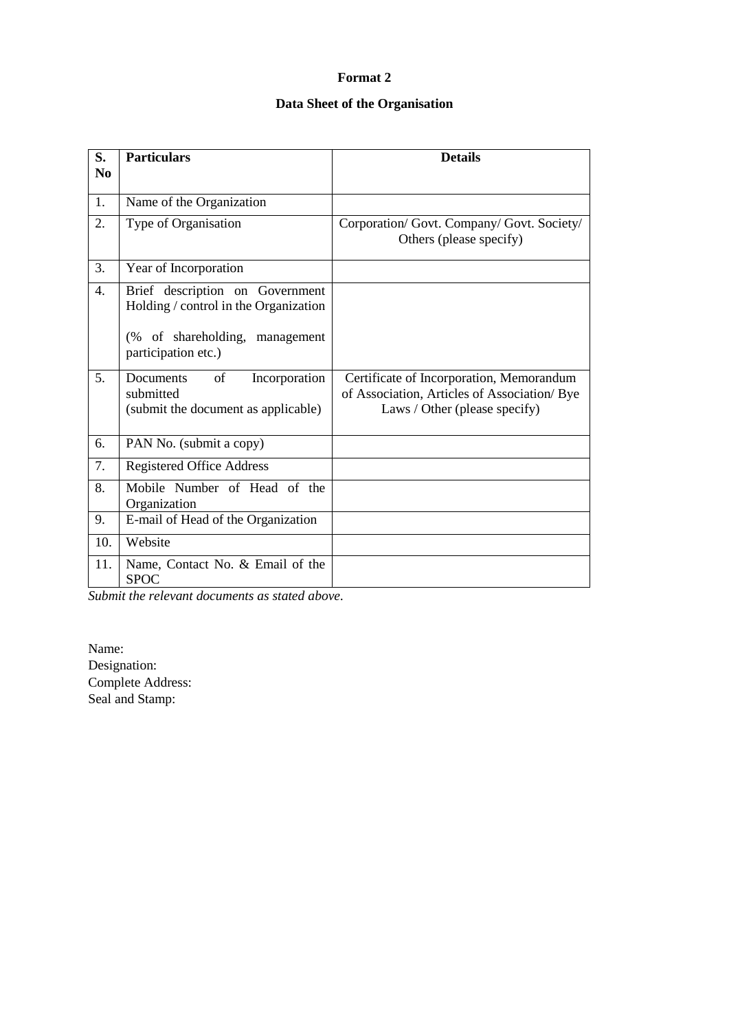**Format 2**

**Data Sheet of the Organisation**

| S. No | Particulars | Details |
|---|---|---|
| 1. | Name of the Organization | |
| 2. | Type of Organisation | Corporation/ Govt. Company/ Govt. Society/ Others (please specify) |
| 3. | Year of Incorporation | |
| 4. | Brief description on Government Holding / control in the Organization<br><br>(% of shareholding, management participation etc.) | |
| 5. | Documents of Incorporation submitted<br>(submit the document as applicable) | Certificate of Incorporation, Memorandum of Association, Articles of Association/ Bye Laws / Other (please specify) |
| 6. | PAN No. (submit a copy) | |
| 7. | Registered Office Address | |
| 8. | Mobile Number of Head of the Organization | |
| 9. | E-mail of Head of the Organization | |
| 10. | Website | |
| 11. | Name, Contact No. & Email of the SPOC | |

*Submit the relevant documents as stated above.*

Name:
Designation:
Complete Address:
Seal and Stamp: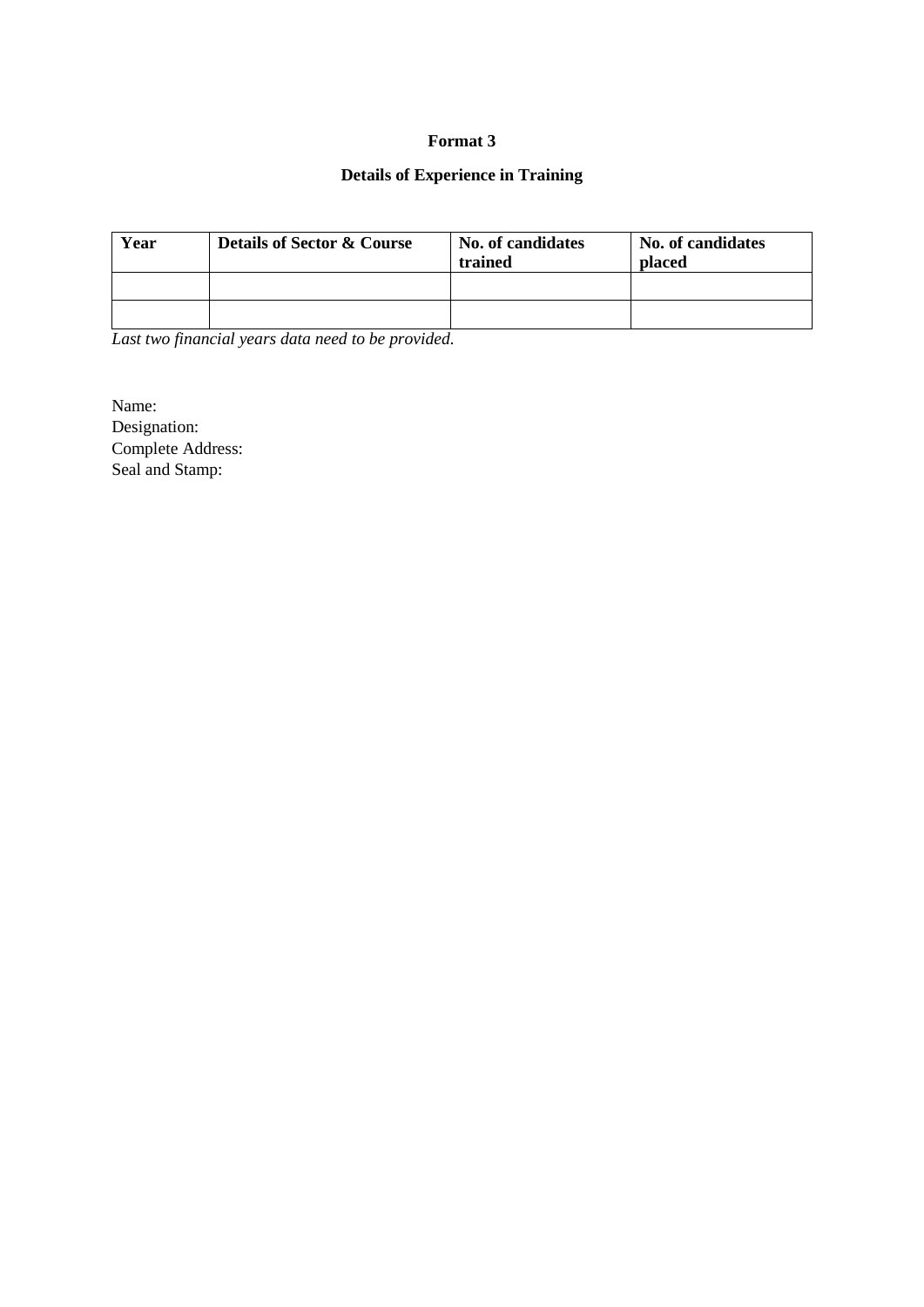**Format 3**

**Details of Experience in Training**

| **Year** | **Details of Sector & Course** | **No. of candidates trained** | **No. of candidates placed** |
|---|---|---|---|
| | | | |
| | | | |

*Last two financial years data need to be provided.*

Name:
Designation:
Complete Address:
Seal and Stamp: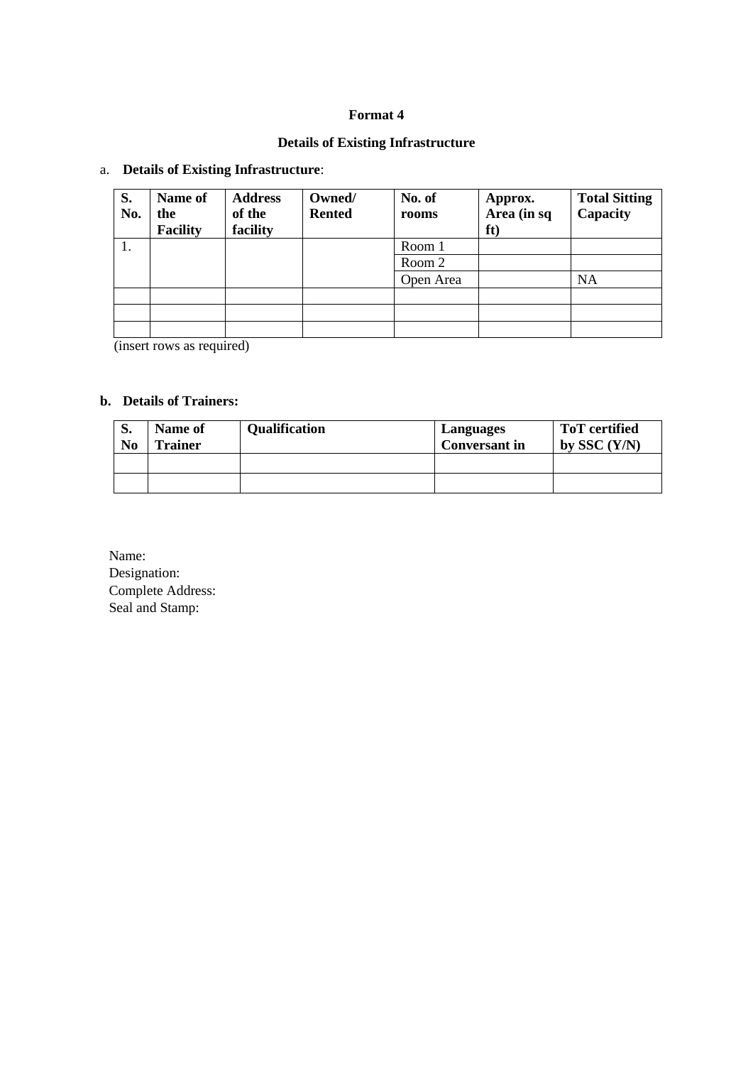**Format 4**

**Details of Existing Infrastructure**

a. **Details of Existing Infrastructure**:

| S. No. | Name of the Facility | Address of the facility | Owned/ Rented | No. of rooms | Approx. Area (in sq ft) | Total Sitting Capacity |
|---|---|---|---|---|---|---|
| 1. | | | | Room 1 | | |
| | | | | Room 2 | | |
| | | | | Open Area | | NA |
| | | | | | | |
| | | | | | | |
| | | | | | | |

(insert rows as required)

b. **Details of Trainers:**

| S. No | Name of Trainer | Qualification | Languages Conversant in | ToT certified by SSC (Y/N) |
|---|---|---|---|---|
| | | | | |
| | | | | |

Name:
Designation:
Complete Address:
Seal and Stamp: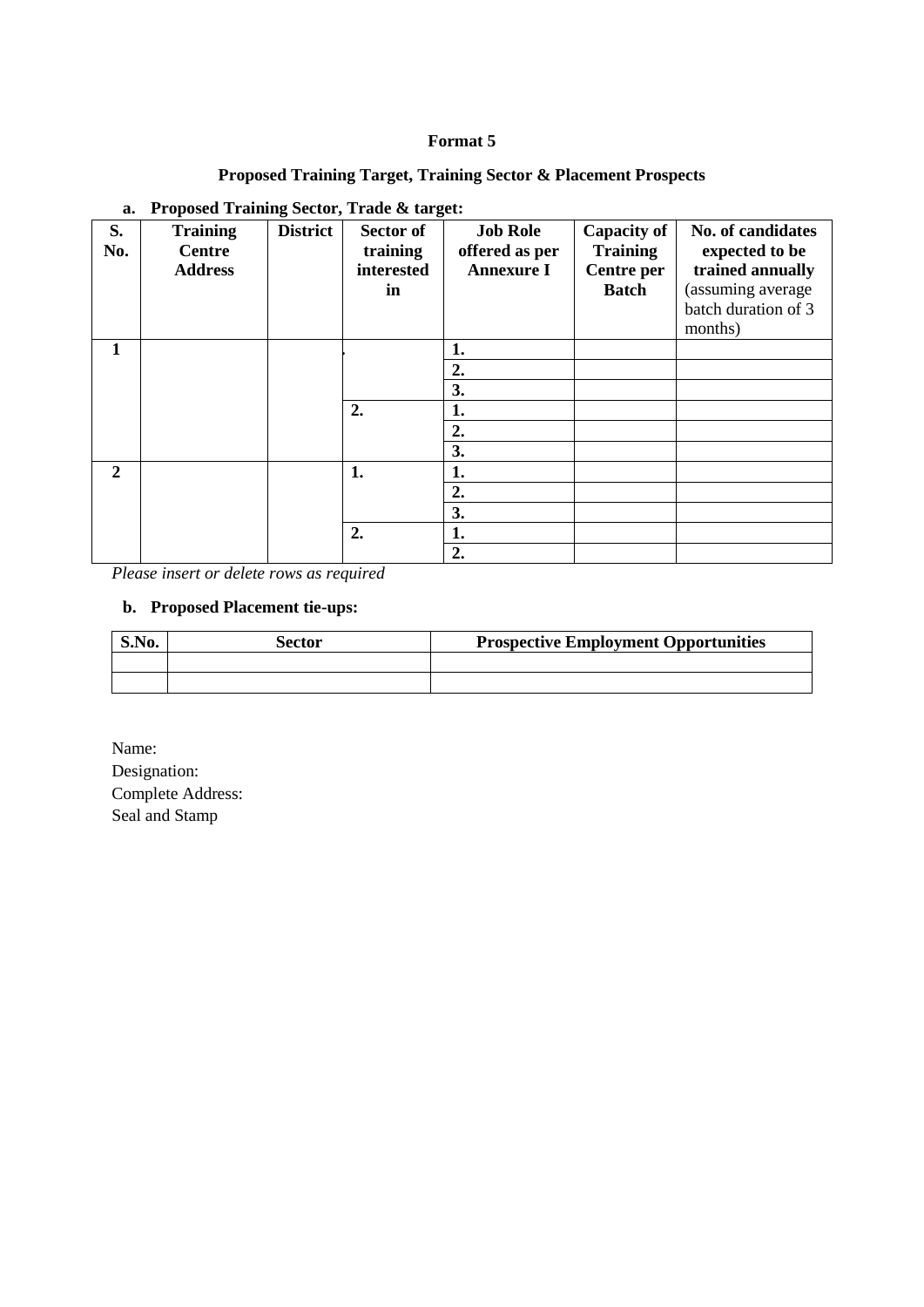**Format 5**

**Proposed Training Target, Training Sector & Placement Prospects**

**a. Proposed Training Sector, Trade & target:**

| S. No. | Training Centre Address | District | Sector of training interested in | Job Role offered as per Annexure I | Capacity of Training Centre per Batch | No. of candidates expected to be trained annually (assuming average batch duration of 3 months) |
|---|---|---|---|---|---|---|
| 1 | | | . | 1. | | |
| | | | | 2. | | |
| | | | | 3. | | |
| | | | 2. | 1. | | |
| | | | | 2. | | |
| | | | | 3. | | |
| 2 | | | 1. | 1. | | |
| | | | | 2. | | |
| | | | | 3. | | |
| | | | 2. | 1. | | |
| | | | | 2. | | |

*Please insert or delete rows as required*

**b. Proposed Placement tie-ups:**

| S.No. | Sector | Prospective Employment Opportunities |
|---|---|---|
| | | |
| | | |

Name:
Designation:
Complete Address:
Seal and Stamp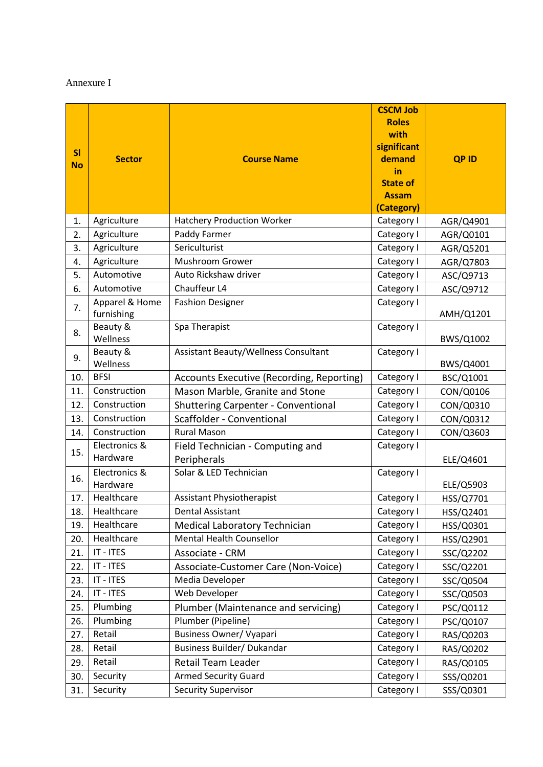Annexure I

| Sl No | Sector | Course Name | CSCM Job Roles with significant demand in State of Assam (Category) | QP ID |
|---|---|---|---|---|
| 1. | Agriculture | Hatchery Production Worker | Category I | AGR/Q4901 |
| 2. | Agriculture | Paddy Farmer | Category I | AGR/Q0101 |
| 3. | Agriculture | Sericulturist | Category I | AGR/Q5201 |
| 4. | Agriculture | Mushroom Grower | Category I | AGR/Q7803 |
| 5. | Automotive | Auto Rickshaw driver | Category I | ASC/Q9713 |
| 6. | Automotive | Chauffeur L4 | Category I | ASC/Q9712 |
| 7. | Apparel & Home furnishing | Fashion Designer | Category I | AMH/Q1201 |
| 8. | Beauty & Wellness | Spa Therapist | Category I | BWS/Q1002 |
| 9. | Beauty & Wellness | Assistant Beauty/Wellness Consultant | Category I | BWS/Q4001 |
| 10. | BFSI | Accounts Executive (Recording, Reporting) | Category I | BSC/Q1001 |
| 11. | Construction | Mason Marble, Granite and Stone | Category I | CON/Q0106 |
| 12. | Construction | Shuttering Carpenter - Conventional | Category I | CON/Q0310 |
| 13. | Construction | Scaffolder - Conventional | Category I | CON/Q0312 |
| 14. | Construction | Rural Mason | Category I | CON/Q3603 |
| 15. | Electronics & Hardware | Field Technician - Computing and Peripherals | Category I | ELE/Q4601 |
| 16. | Electronics & Hardware | Solar & LED Technician | Category I | ELE/Q5903 |
| 17. | Healthcare | Assistant Physiotherapist | Category I | HSS/Q7701 |
| 18. | Healthcare | Dental Assistant | Category I | HSS/Q2401 |
| 19. | Healthcare | Medical Laboratory Technician | Category I | HSS/Q0301 |
| 20. | Healthcare | Mental Health Counsellor | Category I | HSS/Q2901 |
| 21. | IT - ITES | Associate - CRM | Category I | SSC/Q2202 |
| 22. | IT - ITES | Associate-Customer Care (Non-Voice) | Category I | SSC/Q2201 |
| 23. | IT - ITES | Media Developer | Category I | SSC/Q0504 |
| 24. | IT - ITES | Web Developer | Category I | SSC/Q0503 |
| 25. | Plumbing | Plumber (Maintenance and servicing) | Category I | PSC/Q0112 |
| 26. | Plumbing | Plumber (Pipeline) | Category I | PSC/Q0107 |
| 27. | Retail | Business Owner/ Vyapari | Category I | RAS/Q0203 |
| 28. | Retail | Business Builder/ Dukandar | Category I | RAS/Q0202 |
| 29. | Retail | Retail Team Leader | Category I | RAS/Q0105 |
| 30. | Security | Armed Security Guard | Category I | SSS/Q0201 |
| 31. | Security | Security Supervisor | Category I | SSS/Q0301 |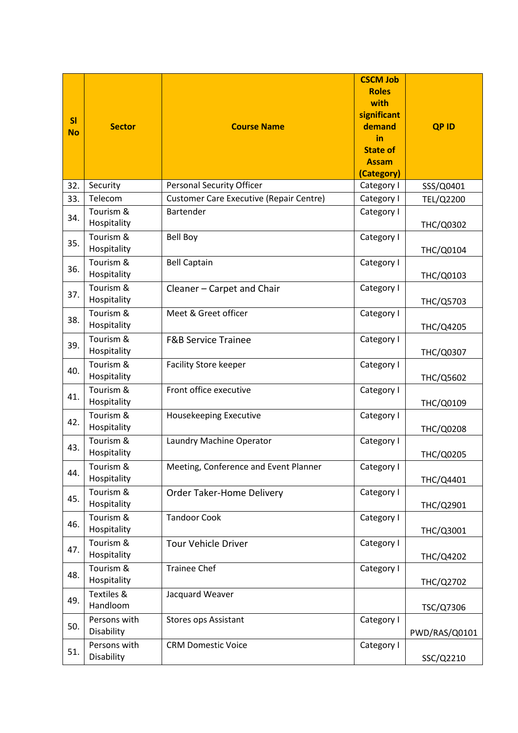| Sl No | Sector | Course Name | CSCM Job Roles with significant demand in State of Assam (Category) | QP ID |
|---|---|---|---|---|
| 32. | Security | Personal Security Officer | Category I | SSS/Q0401 |
| 33. | Telecom | Customer Care Executive (Repair Centre) | Category I | TEL/Q2200 |
| 34. | Tourism & Hospitality | Bartender | Category I | THC/Q0302 |
| 35. | Tourism & Hospitality | Bell Boy | Category I | THC/Q0104 |
| 36. | Tourism & Hospitality | Bell Captain | Category I | THC/Q0103 |
| 37. | Tourism & Hospitality | Cleaner – Carpet and Chair | Category I | THC/Q5703 |
| 38. | Tourism & Hospitality | Meet & Greet officer | Category I | THC/Q4205 |
| 39. | Tourism & Hospitality | F&B Service Trainee | Category I | THC/Q0307 |
| 40. | Tourism & Hospitality | Facility Store keeper | Category I | THC/Q5602 |
| 41. | Tourism & Hospitality | Front office executive | Category I | THC/Q0109 |
| 42. | Tourism & Hospitality | Housekeeping Executive | Category I | THC/Q0208 |
| 43. | Tourism & Hospitality | Laundry Machine Operator | Category I | THC/Q0205 |
| 44. | Tourism & Hospitality | Meeting, Conference and Event Planner | Category I | THC/Q4401 |
| 45. | Tourism & Hospitality | Order Taker-Home Delivery | Category I | THC/Q2901 |
| 46. | Tourism & Hospitality | Tandoor Cook | Category I | THC/Q3001 |
| 47. | Tourism & Hospitality | Tour Vehicle Driver | Category I | THC/Q4202 |
| 48. | Tourism & Hospitality | Trainee Chef | Category I | THC/Q2702 |
| 49. | Textiles & Handloom | Jacquard Weaver | | TSC/Q7306 |
| 50. | Persons with Disability | Stores ops Assistant | Category I | PWD/RAS/Q0101 |
| 51. | Persons with Disability | CRM Domestic Voice | Category I | SSC/Q2210 |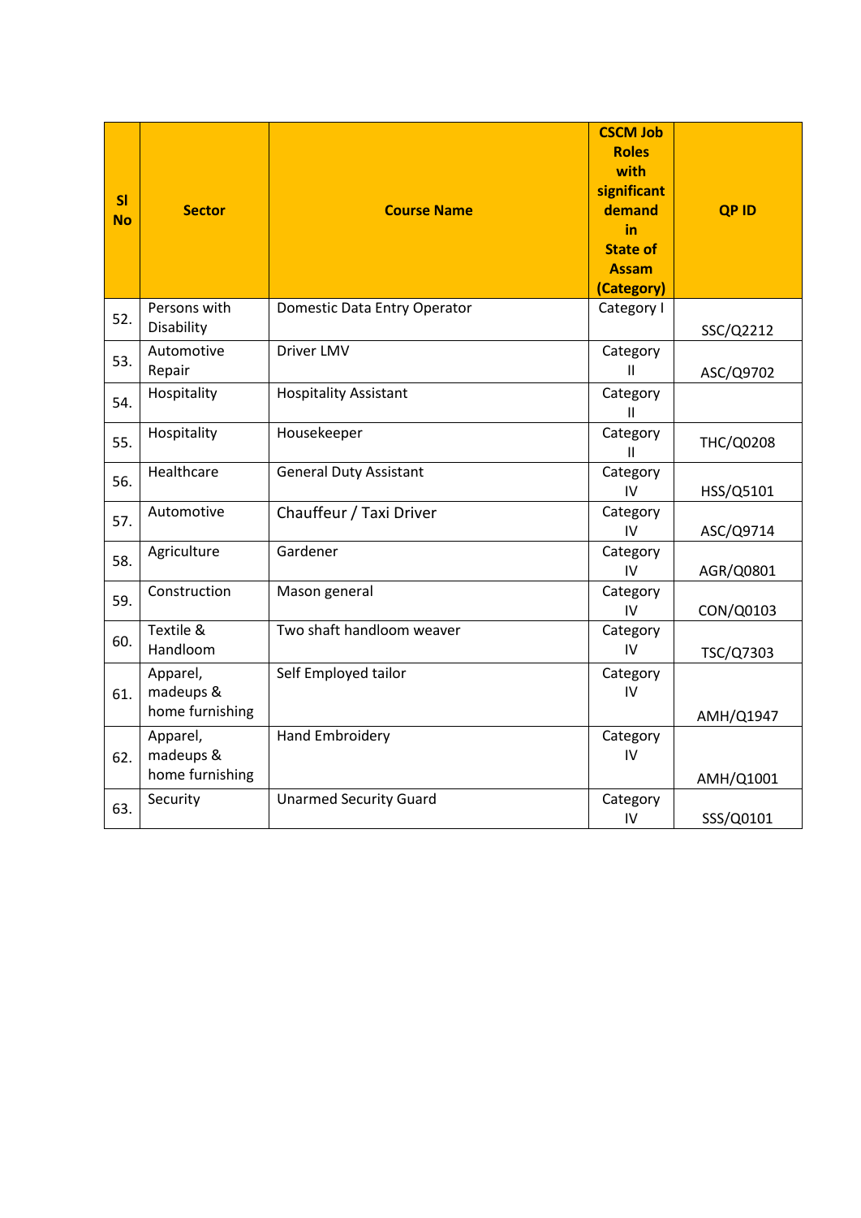| Sl No | Sector | Course Name | CSCM Job Roles with significant demand in State of Assam (Category) | QP ID |
|---|---|---|---|---|
| 52. | Persons with Disability | Domestic Data Entry Operator | Category I | SSC/Q2212 |
| 53. | Automotive Repair | Driver LMV | Category II | ASC/Q9702 |
| 54. | Hospitality | Hospitality Assistant | Category II | |
| 55. | Hospitality | Housekeeper | Category II | THC/Q0208 |
| 56. | Healthcare | General Duty Assistant | Category IV | HSS/Q5101 |
| 57. | Automotive | Chauffeur / Taxi Driver | Category IV | ASC/Q9714 |
| 58. | Agriculture | Gardener | Category IV | AGR/Q0801 |
| 59. | Construction | Mason general | Category IV | CON/Q0103 |
| 60. | Textile & Handloom | Two shaft handloom weaver | Category IV | TSC/Q7303 |
| 61. | Apparel, madeups & home furnishing | Self Employed tailor | Category IV | AMH/Q1947 |
| 62. | Apparel, madeups & home furnishing | Hand Embroidery | Category IV | AMH/Q1001 |
| 63. | Security | Unarmed Security Guard | Category IV | SSS/Q0101 |